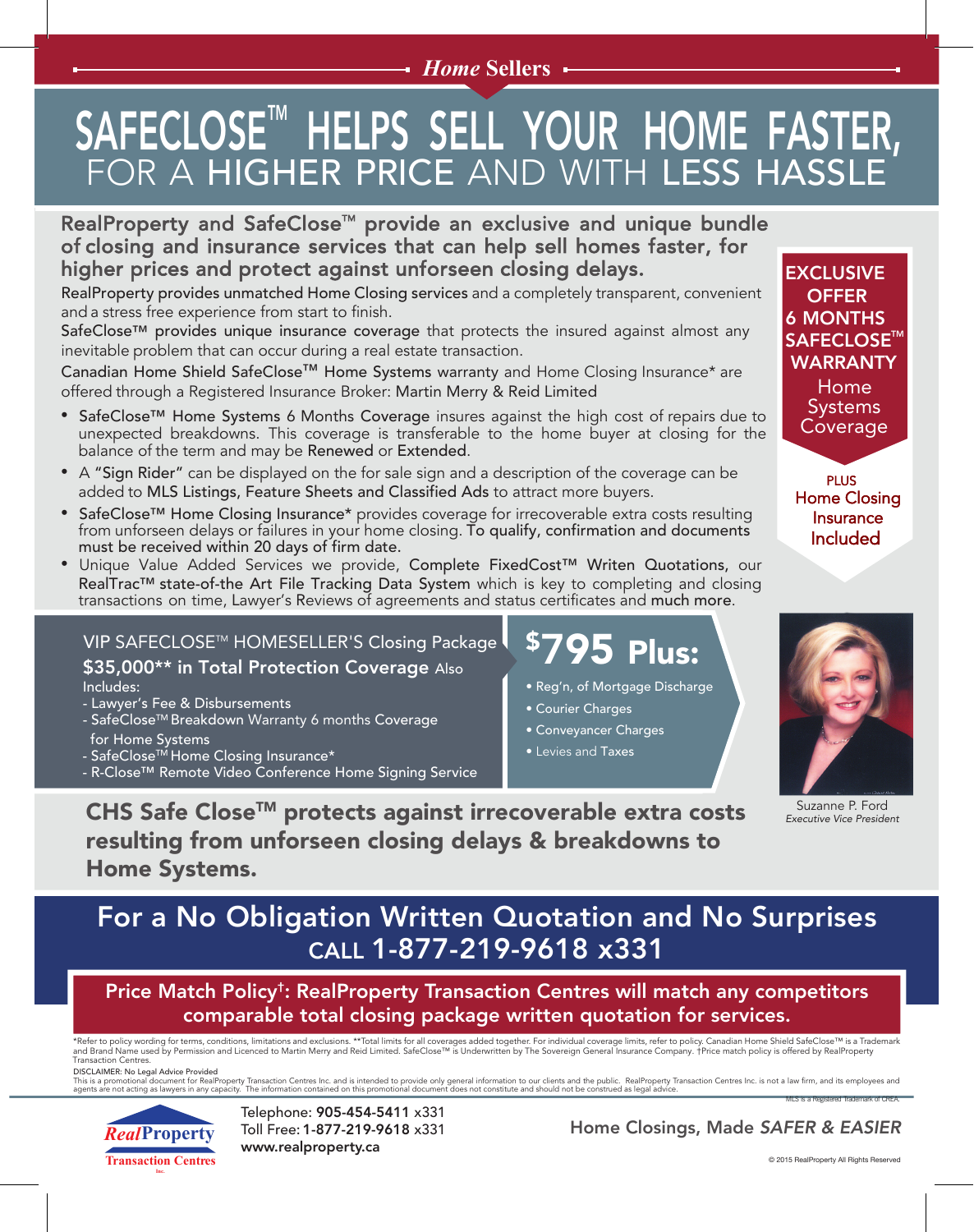*Home* Sellers

# SAFECLOSE™ HELPS SELL YOUR HOME FASTER, FOR A HIGHER PRICE AND WITH LESS HASSLE

## RealProperty and SafeClose™ provide an exclusive and unique bundle of closing and insurance services that can help sell homes faster, for higher prices and protect against unforseen closing delays.

RealProperty provides unmatched Home Closing services and a completely transparent, convenient and a stress free experience from start to finish.

SafeClose™ provides unique insurance coverage that protects the insured against almost any inevitable problem that can occur during a real estate transaction.

Canadian Home Shield SafeClose™ Home Systems warranty and Home Closing Insurance* are offered through a Registered Insurance Broker: Martin Merry & Reid Limited

- SafeClose™ Home Systems 6 Months Coverage insures against the high cost of repairs due to unexpected breakdowns. This coverage is transferable to the home buyer at closing for the balance of the term and may be Renewed or Extended.
- A "Sign Rider" can be displayed on the for sale sign and a description of the coverage can be added to MLS Listings, Feature Sheets and Classified Ads to attract more buyers.
- SafeClose™ Home Closing Insurance* provides coverage for irrecoverable extra costs resulting from unforseen delays or failures in your home closing. To qualify, confirmation and documents must be received within 20 days of firm date.
- Unique Value Added Services we provide, Complete FixedCost™ Writen Quotations, our RealTrac™ state-of-the Art File Tracking Data System which is key to completing and closing transactions on time, Lawyer's Reviews of agreements and status certificates and much more.

**EXCLUSIVE OFFER**
**6 MONTHS SAFECLOSE™ WARRANTY**
Home Systems Coverage

PLUS
Home Closing Insurance Included

### VIP SAFECLOSE™ HOMESELLER'S Closing Package

**$35,000** in Total Protection Coverage** Also Includes:

- Lawyer's Fee & Disbursements
- SafeClose™ Breakdown Warranty 6 months Coverage for Home Systems
- SafeClose™ Home Closing Insurance*
- R-Close™ Remote Video Conference Home Signing Service

### $795 Plus:

- Reg'n, of Mortgage Discharge
- Courier Charges
- Conveyancer Charges
- Levies and Taxes

Suzanne P. Ford
*Executive Vice President*

## CHS Safe Close™ protects against irrecoverable extra costs resulting from unforseen closing delays & breakdowns to Home Systems.

## For a No Obligation Written Quotation and No Surprises CALL 1-877-219-9618 x331

**Price Match Policy†: RealProperty Transaction Centres will match any competitors comparable total closing package written quotation for services.**

*Refer to policy wording for terms, conditions, limitations and exclusions. **Total limits for all coverages added together. For individual coverage limits, refer to policy. Canadian Home Shield SafeClose™ is a Trademark and Brand Name used by Permission and Licenced to Martin Merry and Reid Limited. SafeClose™ is Underwritten by The Sovereign General Insurance Company. †Price match policy is offered by RealProperty Transaction Centres.

DISCLAIMER: No Legal Advice Provided
This is a promotional document for RealProperty Transaction Centres Inc. and is intended to provide only general information to our clients and the public. RealProperty Transaction Centres Inc. is not a law firm, and its employees and agents are not acting as lawyers in any capacity. The information contained on this promotional document does not constitute and should not be construed as legal advice.

MLS is a Registered Trademark of CREA.

RealProperty Transaction Centres Inc.

Telephone: 905-454-5411 x331
Toll Free: 1-877-219-9618 x331
www.realproperty.ca

Home Closings, Made *SAFER & EASIER*

© 2015 RealProperty All Rights Reserved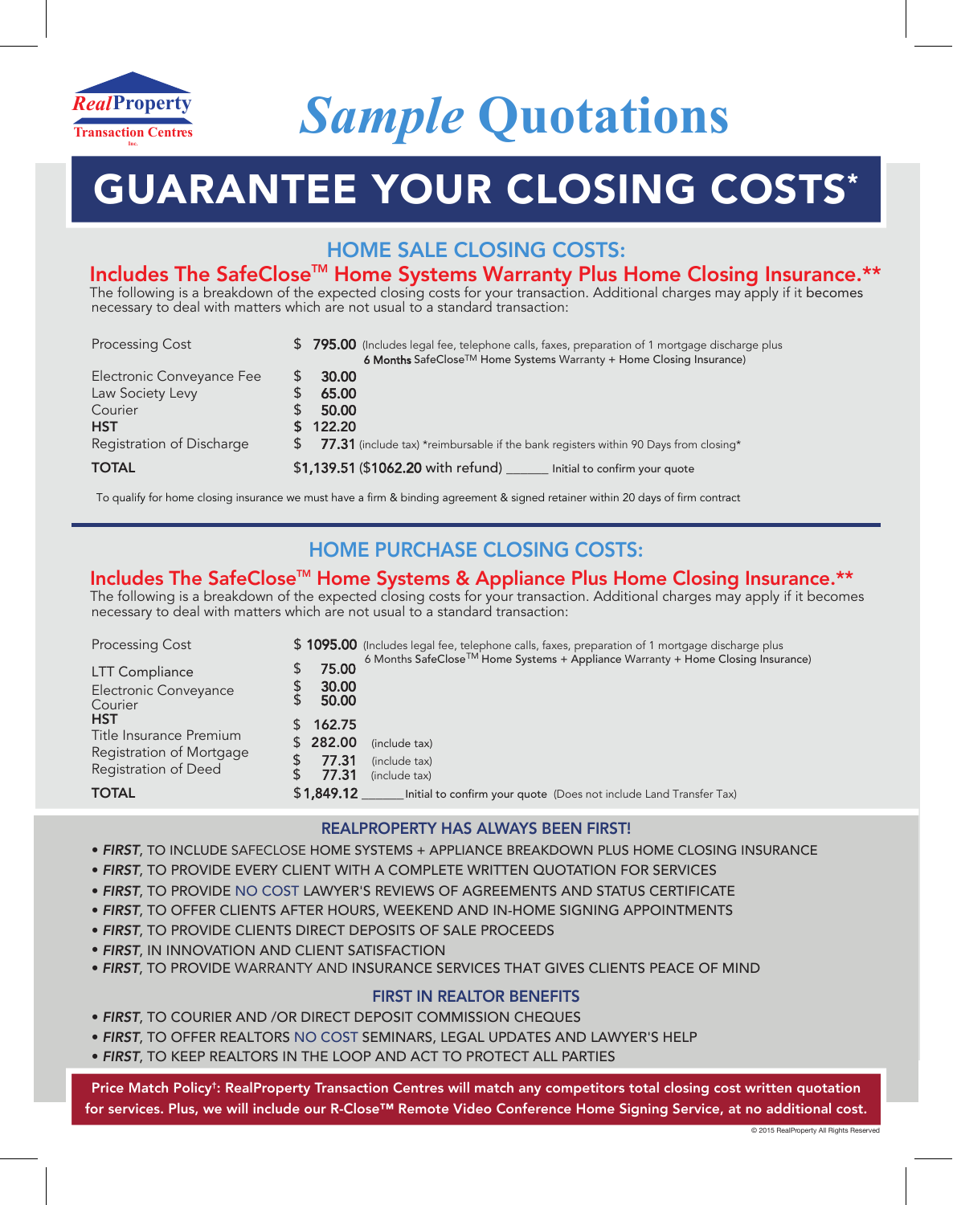RealProperty Transaction Centres Inc.

# *Sample* Quotations

# GUARANTEE YOUR CLOSING COSTS*

## HOME SALE CLOSING COSTS:

### Includes The SafeClose™ Home Systems Warranty Plus Home Closing Insurance.**

The following is a breakdown of the expected closing costs for your transaction. Additional charges may apply if it becomes necessary to deal with matters which are not usual to a standard transaction:

| | | |
|---|---|---|
| Processing Cost | $ **795.00** | (Includes legal fee, telephone calls, faxes, preparation of 1 mortgage discharge plus **6 Months** SafeClose™ Home Systems Warranty + Home Closing Insurance) |
| Electronic Conveyance Fee | $ **30.00** | |
| Law Society Levy | $ **65.00** | |
| Courier | $ **50.00** | |
| **HST** | $ **122.20** | |
| Registration of Discharge | $ **77.31** | (include tax) *reimbursable if the bank registers within 90 Days from closing* |
| **TOTAL** | $**1,139.51** ($**1062.20** with refund) | ______ Initial to confirm your quote |

To qualify for home closing insurance we must have a firm & binding agreement & signed retainer within 20 days of firm contract

## HOME PURCHASE CLOSING COSTS:

### Includes The SafeClose™ Home Systems & Appliance Plus Home Closing Insurance.**

The following is a breakdown of the expected closing costs for your transaction. Additional charges may apply if it becomes necessary to deal with matters which are not usual to a standard transaction:

| | | |
|---|---|---|
| Processing Cost | $ **1095.00** | (Includes legal fee, telephone calls, faxes, preparation of 1 mortgage discharge plus 6 Months SafeClose™ Home Systems + Appliance Warranty + Home Closing Insurance) |
| LTT Compliance | $ **75.00** | |
| Electronic Conveyance | $ **30.00** | |
| Courier | $ **50.00** | |
| **HST** | $ **162.75** | |
| Title Insurance Premium | $ **282.00** | (include tax) |
| Registration of Mortgage | $ **77.31** | (include tax) |
| Registration of Deed | $ **77.31** | (include tax) |
| **TOTAL** | $**1,849.12** | ______ Initial to confirm your quote (Does not include Land Transfer Tax) |

### REALPROPERTY HAS ALWAYS BEEN FIRST!

- ***FIRST***, TO INCLUDE SAFECLOSE HOME SYSTEMS + APPLIANCE BREAKDOWN PLUS HOME CLOSING INSURANCE
- ***FIRST***, TO PROVIDE EVERY CLIENT WITH A COMPLETE WRITTEN QUOTATION FOR SERVICES
- ***FIRST***, TO PROVIDE NO COST LAWYER'S REVIEWS OF AGREEMENTS AND STATUS CERTIFICATE
- ***FIRST***, TO OFFER CLIENTS AFTER HOURS, WEEKEND AND IN-HOME SIGNING APPOINTMENTS
- ***FIRST***, TO PROVIDE CLIENTS DIRECT DEPOSITS OF SALE PROCEEDS
- ***FIRST***, IN INNOVATION AND CLIENT SATISFACTION
- ***FIRST***, TO PROVIDE WARRANTY AND INSURANCE SERVICES THAT GIVES CLIENTS PEACE OF MIND

### FIRST IN REALTOR BENEFITS

- ***FIRST***, TO COURIER AND /OR DIRECT DEPOSIT COMMISSION CHEQUES
- ***FIRST***, TO OFFER REALTORS NO COST SEMINARS, LEGAL UPDATES AND LAWYER'S HELP
- ***FIRST***, TO KEEP REALTORS IN THE LOOP AND ACT TO PROTECT ALL PARTIES

**Price Match Policy†: RealProperty Transaction Centres will match any competitors total closing cost written quotation for services. Plus, we will include our R-Close™ Remote Video Conference Home Signing Service, at no additional cost.**

© 2015 RealProperty All Rights Reserved